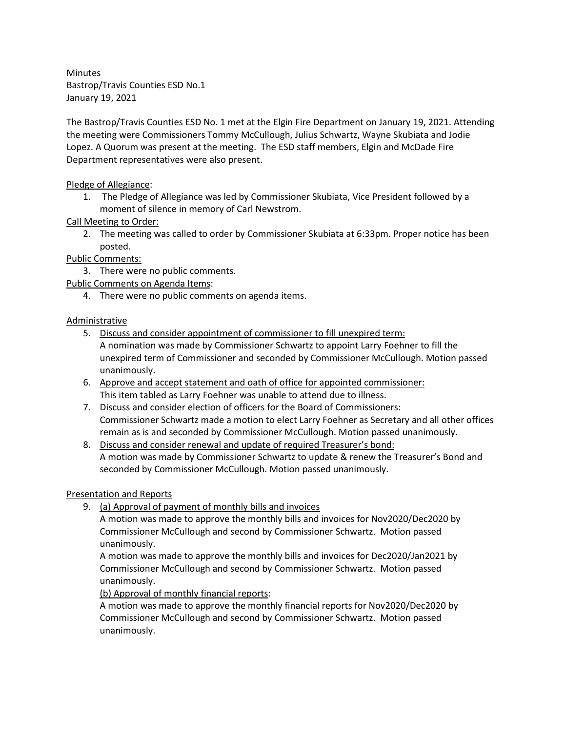Minutes
Bastrop/Travis Counties ESD No.1
January 19, 2021

The Bastrop/Travis Counties ESD No. 1 met at the Elgin Fire Department on January 19, 2021. Attending the meeting were Commissioners Tommy McCullough, Julius Schwartz, Wayne Skubiata and Jodie Lopez. A Quorum was present at the meeting. The ESD staff members, Elgin and McDade Fire Department representatives were also present.

<u>Pledge of Allegiance</u>:

1. The Pledge of Allegiance was led by Commissioner Skubiata, Vice President followed by a moment of silence in memory of Carl Newstrom.

<u>Call Meeting to Order:</u>

2. The meeting was called to order by Commissioner Skubiata at 6:33pm. Proper notice has been posted.

<u>Public Comments:</u>

3. There were no public comments.

<u>Public Comments on Agenda Items</u>:

4. There were no public comments on agenda items.

<u>Administrative</u>

5. <u>Discuss and consider appointment of commissioner to fill unexpired term:</u>
   A nomination was made by Commissioner Schwartz to appoint Larry Foehner to fill the unexpired term of Commissioner and seconded by Commissioner McCullough. Motion passed unanimously.
6. <u>Approve and accept statement and oath of office for appointed commissioner:</u>
   This item tabled as Larry Foehner was unable to attend due to illness.
7. <u>Discuss and consider election of officers for the Board of Commissioners:</u>
   Commissioner Schwartz made a motion to elect Larry Foehner as Secretary and all other offices remain as is and seconded by Commissioner McCullough. Motion passed unanimously.
8. <u>Discuss and consider renewal and update of required Treasurer's bond:</u>
   A motion was made by Commissioner Schwartz to update & renew the Treasurer's Bond and seconded by Commissioner McCullough. Motion passed unanimously.

<u>Presentation and Reports</u>

9. <u>(a) Approval of payment of monthly bills and invoices</u>
   A motion was made to approve the monthly bills and invoices for Nov2020/Dec2020 by Commissioner McCullough and second by Commissioner Schwartz. Motion passed unanimously.
   A motion was made to approve the monthly bills and invoices for Dec2020/Jan2021 by Commissioner McCullough and second by Commissioner Schwartz. Motion passed unanimously.
   <u>(b) Approval of monthly financial reports</u>:
   A motion was made to approve the monthly financial reports for Nov2020/Dec2020 by Commissioner McCullough and second by Commissioner Schwartz. Motion passed unanimously.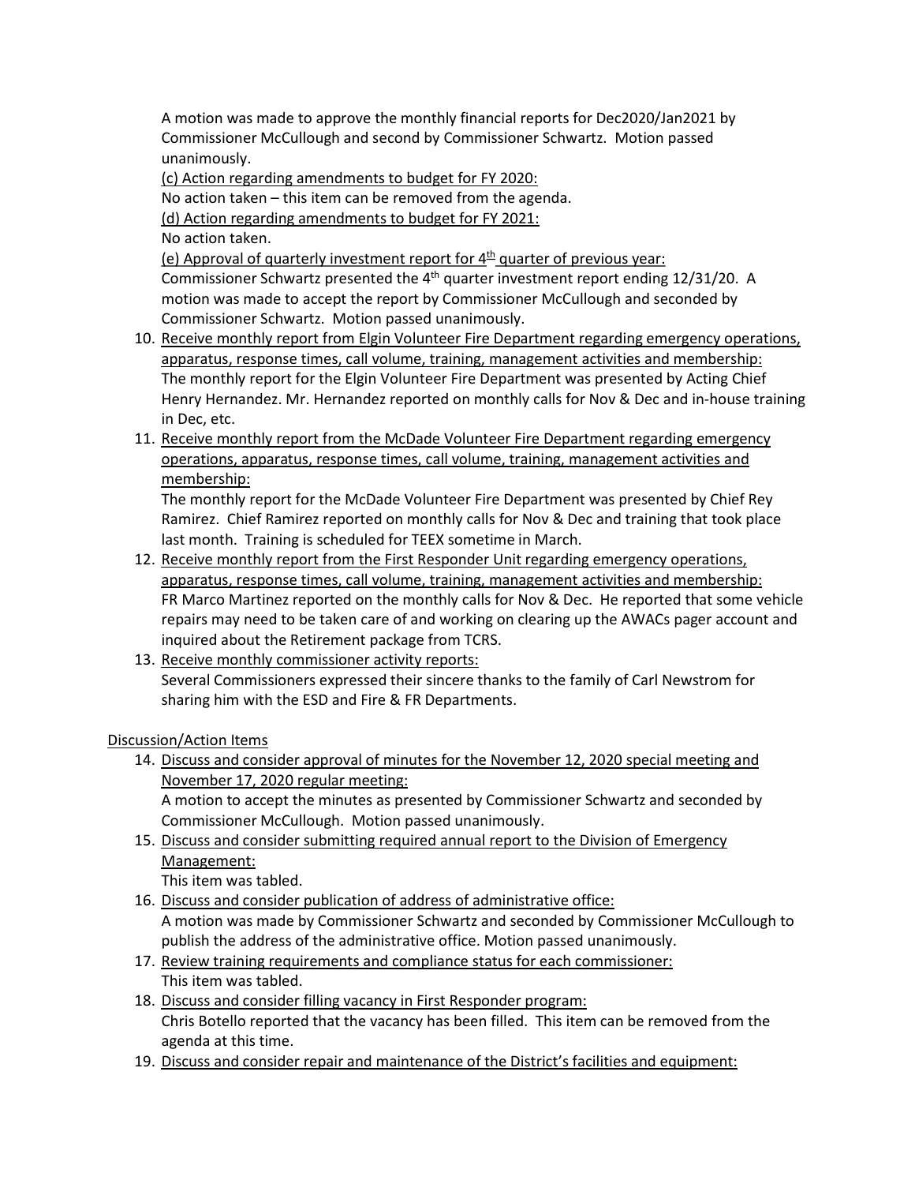A motion was made to approve the monthly financial reports for Dec2020/Jan2021 by Commissioner McCullough and second by Commissioner Schwartz. Motion passed unanimously.

(c) Action regarding amendments to budget for FY 2020:
No action taken – this item can be removed from the agenda.

(d) Action regarding amendments to budget for FY 2021:
No action taken.

(e) Approval of quarterly investment report for 4th quarter of previous year:
Commissioner Schwartz presented the 4th quarter investment report ending 12/31/20. A motion was made to accept the report by Commissioner McCullough and seconded by Commissioner Schwartz. Motion passed unanimously.

10. Receive monthly report from Elgin Volunteer Fire Department regarding emergency operations, apparatus, response times, call volume, training, management activities and membership:
The monthly report for the Elgin Volunteer Fire Department was presented by Acting Chief Henry Hernandez. Mr. Hernandez reported on monthly calls for Nov & Dec and in-house training in Dec, etc.
11. Receive monthly report from the McDade Volunteer Fire Department regarding emergency operations, apparatus, response times, call volume, training, management activities and membership:
The monthly report for the McDade Volunteer Fire Department was presented by Chief Rey Ramirez. Chief Ramirez reported on monthly calls for Nov & Dec and training that took place last month. Training is scheduled for TEEX sometime in March.
12. Receive monthly report from the First Responder Unit regarding emergency operations, apparatus, response times, call volume, training, management activities and membership:
FR Marco Martinez reported on the monthly calls for Nov & Dec. He reported that some vehicle repairs may need to be taken care of and working on clearing up the AWACs pager account and inquired about the Retirement package from TCRS.
13. Receive monthly commissioner activity reports:
Several Commissioners expressed their sincere thanks to the family of Carl Newstrom for sharing him with the ESD and Fire & FR Departments.

Discussion/Action Items

14. Discuss and consider approval of minutes for the November 12, 2020 special meeting and November 17, 2020 regular meeting:
A motion to accept the minutes as presented by Commissioner Schwartz and seconded by Commissioner McCullough. Motion passed unanimously.
15. Discuss and consider submitting required annual report to the Division of Emergency Management:
This item was tabled.
16. Discuss and consider publication of address of administrative office:
A motion was made by Commissioner Schwartz and seconded by Commissioner McCullough to publish the address of the administrative office. Motion passed unanimously.
17. Review training requirements and compliance status for each commissioner:
This item was tabled.
18. Discuss and consider filling vacancy in First Responder program:
Chris Botello reported that the vacancy has been filled. This item can be removed from the agenda at this time.
19. Discuss and consider repair and maintenance of the District's facilities and equipment: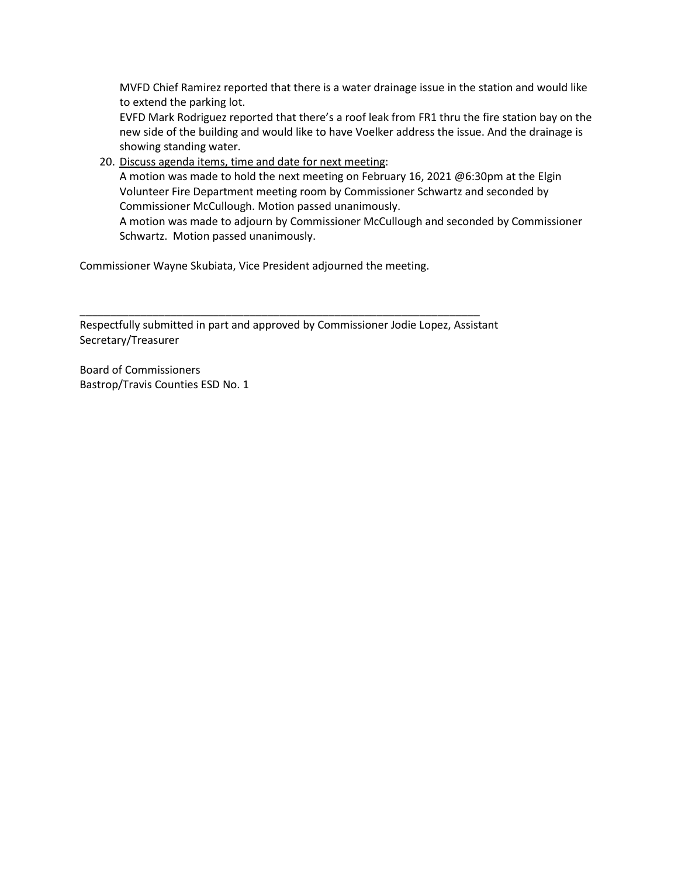MVFD Chief Ramirez reported that there is a water drainage issue in the station and would like to extend the parking lot.

EVFD Mark Rodriguez reported that there's a roof leak from FR1 thru the fire station bay on the new side of the building and would like to have Voelker address the issue. And the drainage is showing standing water.

20. Discuss agenda items, time and date for next meeting:

    A motion was made to hold the next meeting on February 16, 2021 @6:30pm at the Elgin Volunteer Fire Department meeting room by Commissioner Schwartz and seconded by Commissioner McCullough. Motion passed unanimously.

    A motion was made to adjourn by Commissioner McCullough and seconded by Commissioner Schwartz. Motion passed unanimously.

Commissioner Wayne Skubiata, Vice President adjourned the meeting.

_____________________________________________________________________

Respectfully submitted in part and approved by Commissioner Jodie Lopez, Assistant Secretary/Treasurer

Board of Commissioners
Bastrop/Travis Counties ESD No. 1